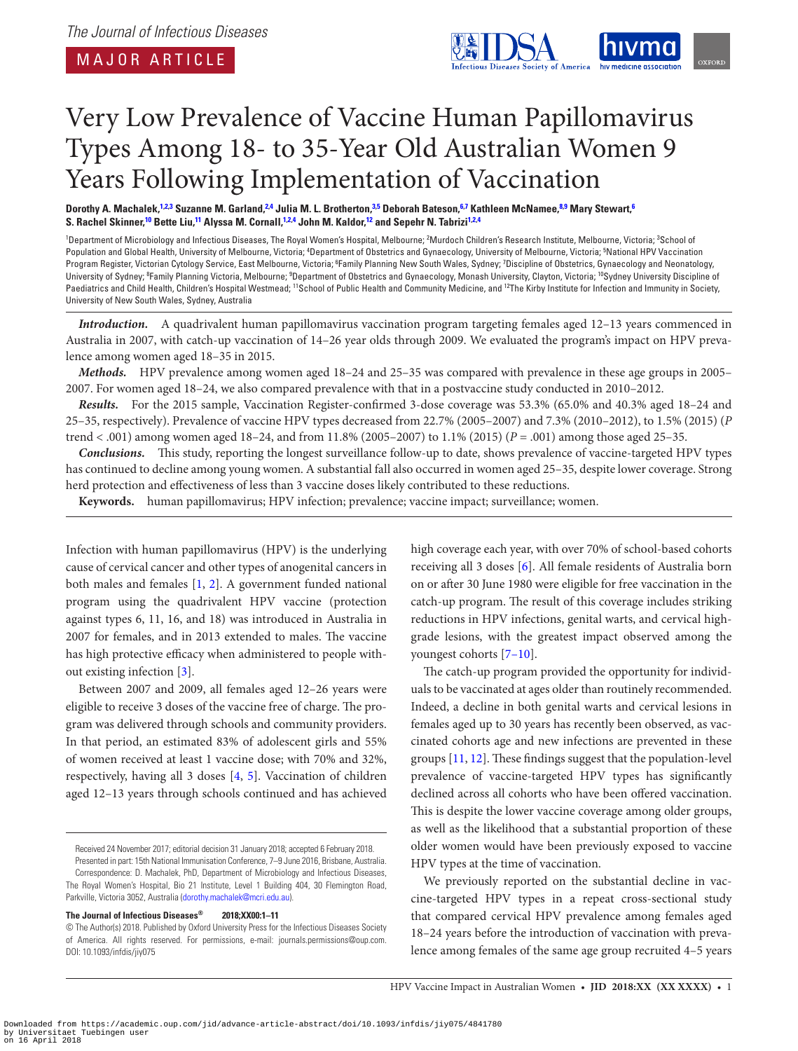The Journal of Infectious Diseases

MAJOR ARTICLE

# Very Low Prevalence of Vaccine Human Papillomavirus Types Among 18- to 35-Year Old Australian Women 9 Years Following Implementation of Vaccination

**Dorothy A. Machalek,[1,2,3] Suzanne M. Garland,[2,4] Julia M. L. Brotherton,[3,5] Deborah Bateson,[6,7] Kathleen McNamee,[8,9] Mary Stewart,[6] S. Rachel Skinner,[10] Bette Liu,[11] Alyssa M. Cornall,[1,2,4] John M. Kaldor,[12] and Sepehr N. Tabrizi[1,2,4]**

[1]Department of Microbiology and Infectious Diseases, The Royal Women's Hospital, Melbourne; [2]Murdoch Children's Research Institute, Melbourne, Victoria; [3]School of Population and Global Health, University of Melbourne, Victoria; [4]Department of Obstetrics and Gynaecology, University of Melbourne, Victoria; [5]National HPV Vaccination Program Register, Victorian Cytology Service, East Melbourne, Victoria; [6]Family Planning New South Wales, Sydney; [7]Discipline of Obstetrics, Gynaecology and Neonatology, University of Sydney; [8]Family Planning Victoria, Melbourne; [9]Department of Obstetrics and Gynaecology, Monash University, Clayton, Victoria; [10]Sydney University Discipline of Paediatrics and Child Health, Children's Hospital Westmead; [11]School of Public Health and Community Medicine, and [12]The Kirby Institute for Infection and Immunity in Society, University of New South Wales, Sydney, Australia

***Introduction.*** A quadrivalent human papillomavirus vaccination program targeting females aged 12–13 years commenced in Australia in 2007, with catch-up vaccination of 14–26 year olds through 2009. We evaluated the program's impact on HPV prevalence among women aged 18–35 in 2015.

***Methods.*** HPV prevalence among women aged 18–24 and 25–35 was compared with prevalence in these age groups in 2005–2007. For women aged 18–24, we also compared prevalence with that in a postvaccine study conducted in 2010–2012.

***Results.*** For the 2015 sample, Vaccination Register-confirmed 3-dose coverage was 53.3% (65.0% and 40.3% aged 18–24 and 25–35, respectively). Prevalence of vaccine HPV types decreased from 22.7% (2005–2007) and 7.3% (2010–2012), to 1.5% (2015) ($P$ trend < .001) among women aged 18–24, and from 11.8% (2005–2007) to 1.1% (2015) ($P$ = .001) among those aged 25–35.

***Conclusions.*** This study, reporting the longest surveillance follow-up to date, shows prevalence of vaccine-targeted HPV types has continued to decline among young women. A substantial fall also occurred in women aged 25–35, despite lower coverage. Strong herd protection and effectiveness of less than 3 vaccine doses likely contributed to these reductions.

**Keywords.** human papillomavirus; HPV infection; prevalence; vaccine impact; surveillance; women.

Infection with human papillomavirus (HPV) is the underlying cause of cervical cancer and other types of anogenital cancers in both males and females [1, 2]. A government funded national program using the quadrivalent HPV vaccine (protection against types 6, 11, 16, and 18) was introduced in Australia in 2007 for females, and in 2013 extended to males. The vaccine has high protective efficacy when administered to people without existing infection [3].

Between 2007 and 2009, all females aged 12–26 years were eligible to receive 3 doses of the vaccine free of charge. The program was delivered through schools and community providers. In that period, an estimated 83% of adolescent girls and 55% of women received at least 1 vaccine dose; with 70% and 32%, respectively, having all 3 doses [4, 5]. Vaccination of children aged 12–13 years through schools continued and has achieved high coverage each year, with over 70% of school-based cohorts receiving all 3 doses [6]. All female residents of Australia born on or after 30 June 1980 were eligible for free vaccination in the catch-up program. The result of this coverage includes striking reductions in HPV infections, genital warts, and cervical high-grade lesions, with the greatest impact observed among the youngest cohorts [7–10].

The catch-up program provided the opportunity for individuals to be vaccinated at ages older than routinely recommended. Indeed, a decline in both genital warts and cervical lesions in females aged up to 30 years has recently been observed, as vaccinated cohorts age and new infections are prevented in these groups [11, 12]. These findings suggest that the population-level prevalence of vaccine-targeted HPV types has significantly declined across all cohorts who have been offered vaccination. This is despite the lower vaccine coverage among older groups, as well as the likelihood that a substantial proportion of these older women would have been previously exposed to vaccine HPV types at the time of vaccination.

We previously reported on the substantial decline in vaccine-targeted HPV types in a repeat cross-sectional study that compared cervical HPV prevalence among females aged 18–24 years before the introduction of vaccination with prevalence among females of the same age group recruited 4–5 years

Received 24 November 2017; editorial decision 31 January 2018; accepted 6 February 2018.

Presented in part: 15th National Immunisation Conference, 7–9 June 2016, Brisbane, Australia.

Correspondence: D. Machalek, PhD, Department of Microbiology and Infectious Diseases, The Royal Women's Hospital, Bio 21 Institute, Level 1 Building 404, 30 Flemington Road, Parkville, Victoria 3052, Australia (dorothy.machalek@mcri.edu.au).

**The Journal of Infectious Diseases® 2018;XX00:1–11**

© The Author(s) 2018. Published by Oxford University Press for the Infectious Diseases Society of America. All rights reserved. For permissions, e-mail: journals.permissions@oup.com. DOI: 10.1093/infdis/jiy075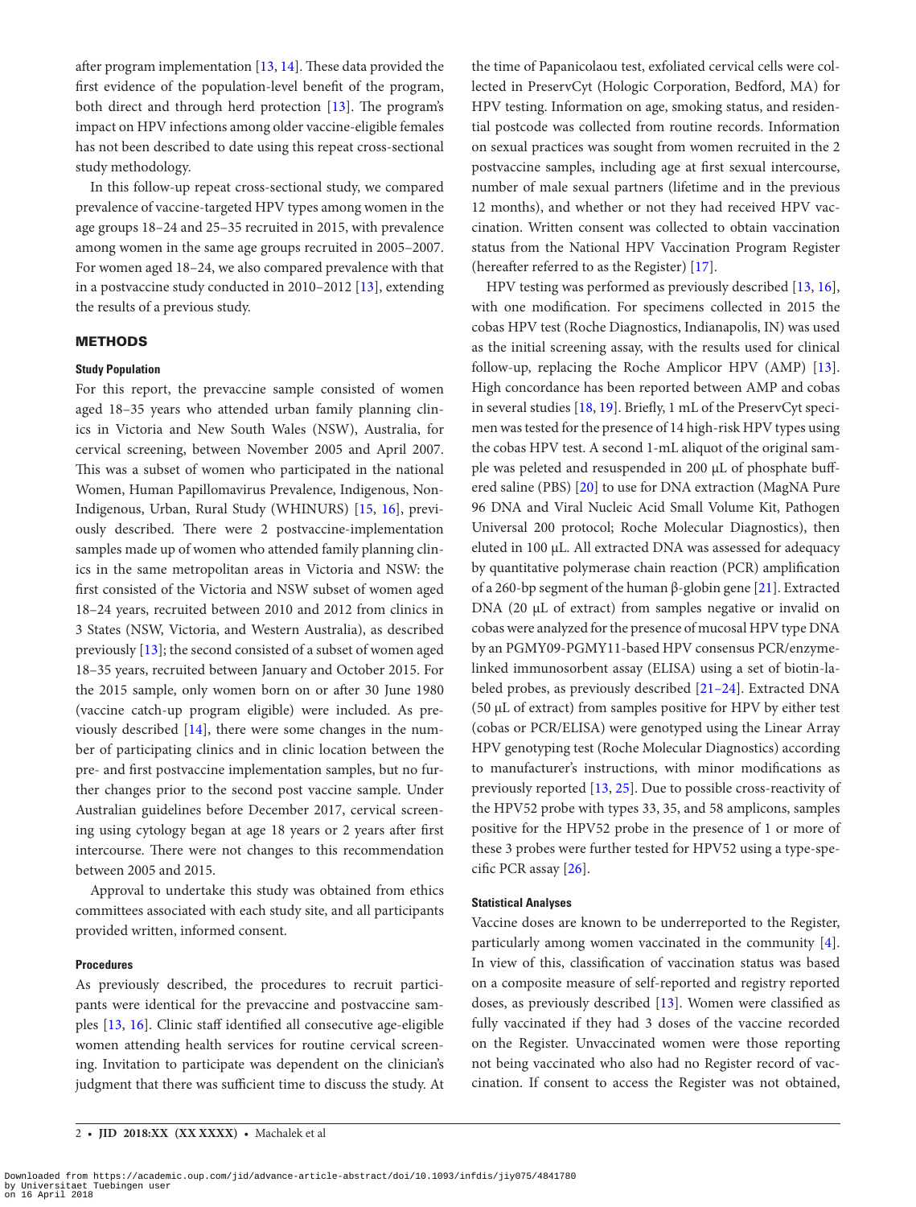after program implementation [13, 14]. These data provided the first evidence of the population-level benefit of the program, both direct and through herd protection [13]. The program's impact on HPV infections among older vaccine-eligible females has not been described to date using this repeat cross-sectional study methodology.

In this follow-up repeat cross-sectional study, we compared prevalence of vaccine-targeted HPV types among women in the age groups 18–24 and 25–35 recruited in 2015, with prevalence among women in the same age groups recruited in 2005–2007. For women aged 18–24, we also compared prevalence with that in a postvaccine study conducted in 2010–2012 [13], extending the results of a previous study.

## METHODS

### Study Population

For this report, the prevaccine sample consisted of women aged 18–35 years who attended urban family planning clinics in Victoria and New South Wales (NSW), Australia, for cervical screening, between November 2005 and April 2007. This was a subset of women who participated in the national Women, Human Papillomavirus Prevalence, Indigenous, Non-Indigenous, Urban, Rural Study (WHINURS) [15, 16], previously described. There were 2 postvaccine-implementation samples made up of women who attended family planning clinics in the same metropolitan areas in Victoria and NSW: the first consisted of the Victoria and NSW subset of women aged 18–24 years, recruited between 2010 and 2012 from clinics in 3 States (NSW, Victoria, and Western Australia), as described previously [13]; the second consisted of a subset of women aged 18–35 years, recruited between January and October 2015. For the 2015 sample, only women born on or after 30 June 1980 (vaccine catch-up program eligible) were included. As previously described [14], there were some changes in the number of participating clinics and in clinic location between the pre- and first postvaccine implementation samples, but no further changes prior to the second post vaccine sample. Under Australian guidelines before December 2017, cervical screening using cytology began at age 18 years or 2 years after first intercourse. There were not changes to this recommendation between 2005 and 2015.

Approval to undertake this study was obtained from ethics committees associated with each study site, and all participants provided written, informed consent.

### Procedures

As previously described, the procedures to recruit participants were identical for the prevaccine and postvaccine samples [13, 16]. Clinic staff identified all consecutive age-eligible women attending health services for routine cervical screening. Invitation to participate was dependent on the clinician's judgment that there was sufficient time to discuss the study. At the time of Papanicolaou test, exfoliated cervical cells were collected in PreservCyt (Hologic Corporation, Bedford, MA) for HPV testing. Information on age, smoking status, and residential postcode was collected from routine records. Information on sexual practices was sought from women recruited in the 2 postvaccine samples, including age at first sexual intercourse, number of male sexual partners (lifetime and in the previous 12 months), and whether or not they had received HPV vaccination. Written consent was collected to obtain vaccination status from the National HPV Vaccination Program Register (hereafter referred to as the Register) [17].

HPV testing was performed as previously described [13, 16], with one modification. For specimens collected in 2015 the cobas HPV test (Roche Diagnostics, Indianapolis, IN) was used as the initial screening assay, with the results used for clinical follow-up, replacing the Roche Amplicor HPV (AMP) [13]. High concordance has been reported between AMP and cobas in several studies [18, 19]. Briefly, 1 mL of the PreservCyt specimen was tested for the presence of 14 high-risk HPV types using the cobas HPV test. A second 1-mL aliquot of the original sample was peleted and resuspended in 200 μL of phosphate buffered saline (PBS) [20] to use for DNA extraction (MagNA Pure 96 DNA and Viral Nucleic Acid Small Volume Kit, Pathogen Universal 200 protocol; Roche Molecular Diagnostics), then eluted in 100 μL. All extracted DNA was assessed for adequacy by quantitative polymerase chain reaction (PCR) amplification of a 260-bp segment of the human β-globin gene [21]. Extracted DNA (20 μL of extract) from samples negative or invalid on cobas were analyzed for the presence of mucosal HPV type DNA by an PGMY09-PGMY11-based HPV consensus PCR/enzyme-linked immunosorbent assay (ELISA) using a set of biotin-labeled probes, as previously described [21–24]. Extracted DNA (50 μL of extract) from samples positive for HPV by either test (cobas or PCR/ELISA) were genotyped using the Linear Array HPV genotyping test (Roche Molecular Diagnostics) according to manufacturer's instructions, with minor modifications as previously reported [13, 25]. Due to possible cross-reactivity of the HPV52 probe with types 33, 35, and 58 amplicons, samples positive for the HPV52 probe in the presence of 1 or more of these 3 probes were further tested for HPV52 using a type-specific PCR assay [26].

### Statistical Analyses

Vaccine doses are known to be underreported to the Register, particularly among women vaccinated in the community [4]. In view of this, classification of vaccination status was based on a composite measure of self-reported and registry reported doses, as previously described [13]. Women were classified as fully vaccinated if they had 3 doses of the vaccine recorded on the Register. Unvaccinated women were those reporting not being vaccinated who also had no Register record of vaccination. If consent to access the Register was not obtained,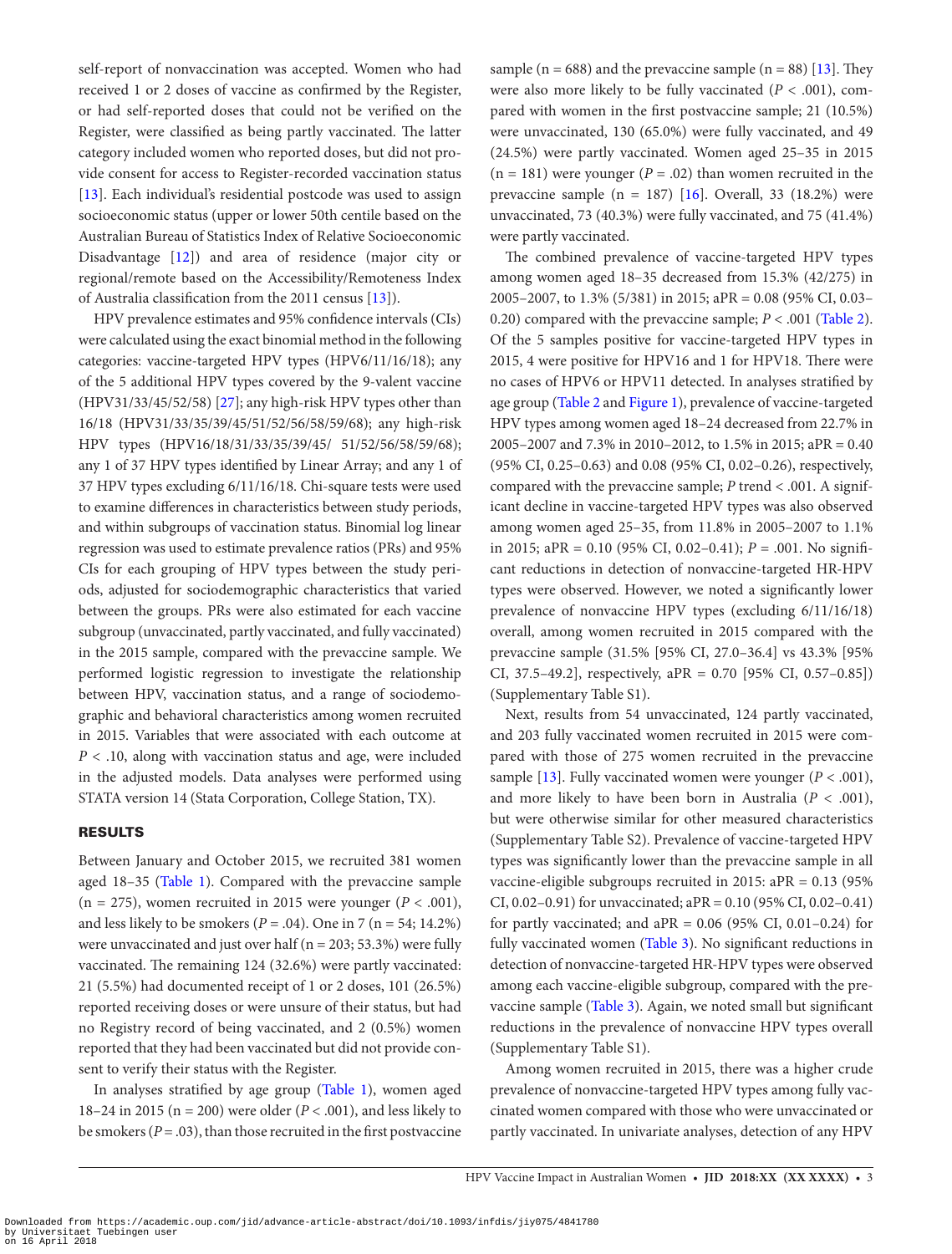self-report of nonvaccination was accepted. Women who had received 1 or 2 doses of vaccine as confirmed by the Register, or had self-reported doses that could not be verified on the Register, were classified as being partly vaccinated. The latter category included women who reported doses, but did not provide consent for access to Register-recorded vaccination status [13]. Each individual's residential postcode was used to assign socioeconomic status (upper or lower 50th centile based on the Australian Bureau of Statistics Index of Relative Socioeconomic Disadvantage [12]) and area of residence (major city or regional/remote based on the Accessibility/Remoteness Index of Australia classification from the 2011 census [13]).

HPV prevalence estimates and 95% confidence intervals (CIs) were calculated using the exact binomial method in the following categories: vaccine-targeted HPV types (HPV6/11/16/18); any of the 5 additional HPV types covered by the 9-valent vaccine (HPV31/33/45/52/58) [27]; any high-risk HPV types other than 16/18 (HPV31/33/35/39/45/51/52/56/58/59/68); any high-risk HPV types (HPV16/18/31/33/35/39/45/ 51/52/56/58/59/68); any 1 of 37 HPV types identified by Linear Array; and any 1 of 37 HPV types excluding 6/11/16/18. Chi-square tests were used to examine differences in characteristics between study periods, and within subgroups of vaccination status. Binomial log linear regression was used to estimate prevalence ratios (PRs) and 95% CIs for each grouping of HPV types between the study periods, adjusted for sociodemographic characteristics that varied between the groups. PRs were also estimated for each vaccine subgroup (unvaccinated, partly vaccinated, and fully vaccinated) in the 2015 sample, compared with the prevaccine sample. We performed logistic regression to investigate the relationship between HPV, vaccination status, and a range of sociodemographic and behavioral characteristics among women recruited in 2015. Variables that were associated with each outcome at $P < .10$, along with vaccination status and age, were included in the adjusted models. Data analyses were performed using STATA version 14 (Stata Corporation, College Station, TX).

## RESULTS

Between January and October 2015, we recruited 381 women aged 18–35 (Table 1). Compared with the prevaccine sample (n = 275), women recruited in 2015 were younger ($P < .001$), and less likely to be smokers ($P = .04$). One in 7 (n = 54; 14.2%) were unvaccinated and just over half (n = 203; 53.3%) were fully vaccinated. The remaining 124 (32.6%) were partly vaccinated: 21 (5.5%) had documented receipt of 1 or 2 doses, 101 (26.5%) reported receiving doses or were unsure of their status, but had no Registry record of being vaccinated, and 2 (0.5%) women reported that they had been vaccinated but did not provide consent to verify their status with the Register.

In analyses stratified by age group (Table 1), women aged 18–24 in 2015 (n = 200) were older ($P < .001$), and less likely to be smokers ($P = .03$), than those recruited in the first postvaccine sample (n = 688) and the prevaccine sample (n = 88) [13]. They were also more likely to be fully vaccinated ($P < .001$), compared with women in the first postvaccine sample; 21 (10.5%) were unvaccinated, 130 (65.0%) were fully vaccinated, and 49 (24.5%) were partly vaccinated. Women aged 25–35 in 2015 (n = 181) were younger ($P = .02$) than women recruited in the prevaccine sample (n = 187) [16]. Overall, 33 (18.2%) were unvaccinated, 73 (40.3%) were fully vaccinated, and 75 (41.4%) were partly vaccinated.

The combined prevalence of vaccine-targeted HPV types among women aged 18–35 decreased from 15.3% (42/275) in 2005–2007, to 1.3% (5/381) in 2015; aPR = 0.08 (95% CI, 0.03–0.20) compared with the prevaccine sample; $P < .001$ (Table 2). Of the 5 samples positive for vaccine-targeted HPV types in 2015, 4 were positive for HPV16 and 1 for HPV18. There were no cases of HPV6 or HPV11 detected. In analyses stratified by age group (Table 2 and Figure 1), prevalence of vaccine-targeted HPV types among women aged 18–24 decreased from 22.7% in 2005–2007 and 7.3% in 2010–2012, to 1.5% in 2015; aPR = 0.40 (95% CI, 0.25–0.63) and 0.08 (95% CI, 0.02–0.26), respectively, compared with the prevaccine sample; $P$ trend < .001. A significant decline in vaccine-targeted HPV types was also observed among women aged 25–35, from 11.8% in 2005–2007 to 1.1% in 2015; aPR = 0.10 (95% CI, 0.02–0.41); $P = .001$. No significant reductions in detection of nonvaccine-targeted HR-HPV types were observed. However, we noted a significantly lower prevalence of nonvaccine HPV types (excluding 6/11/16/18) overall, among women recruited in 2015 compared with the prevaccine sample (31.5% [95% CI, 27.0–36.4] vs 43.3% [95% CI, 37.5–49.2], respectively, aPR = 0.70 [95% CI, 0.57–0.85]) (Supplementary Table S1).

Next, results from 54 unvaccinated, 124 partly vaccinated, and 203 fully vaccinated women recruited in 2015 were compared with those of 275 women recruited in the prevaccine sample [13]. Fully vaccinated women were younger ($P < .001$), and more likely to have been born in Australia ($P < .001$), but were otherwise similar for other measured characteristics (Supplementary Table S2). Prevalence of vaccine-targeted HPV types was significantly lower than the prevaccine sample in all vaccine-eligible subgroups recruited in 2015: aPR = 0.13 (95% CI, 0.02–0.91) for unvaccinated; aPR = 0.10 (95% CI, 0.02–0.41) for partly vaccinated; and aPR = 0.06 (95% CI, 0.01–0.24) for fully vaccinated women (Table 3). No significant reductions in detection of nonvaccine-targeted HR-HPV types were observed among each vaccine-eligible subgroup, compared with the prevaccine sample (Table 3). Again, we noted small but significant reductions in the prevalence of nonvaccine HPV types overall (Supplementary Table S1).

Among women recruited in 2015, there was a higher crude prevalence of nonvaccine-targeted HPV types among fully vaccinated women compared with those who were unvaccinated or partly vaccinated. In univariate analyses, detection of any HPV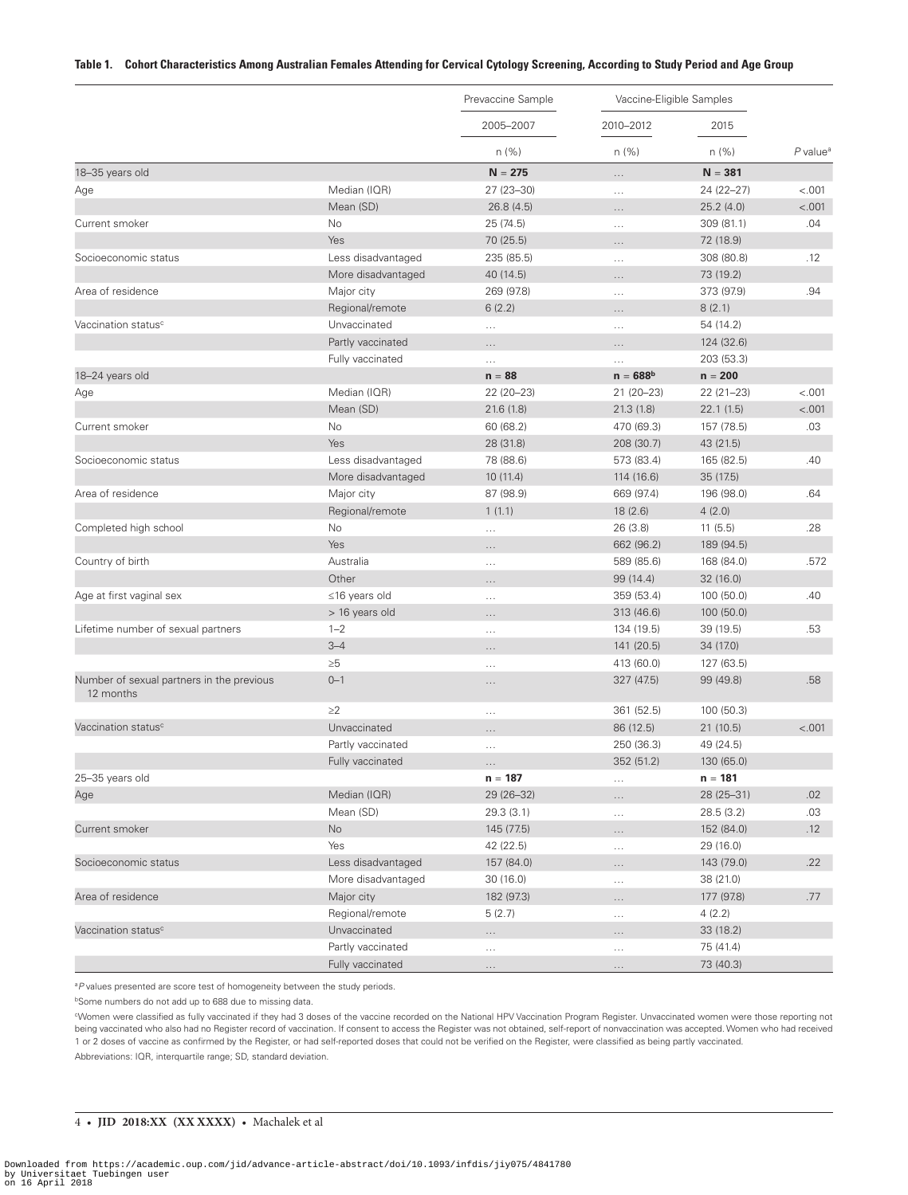**Table 1. Cohort Characteristics Among Australian Females Attending for Cervical Cytology Screening, According to Study Period and Age Group**

| | | Prevaccine Sample | Vaccine-Eligible Samples | | |
|---|---|---|---|---|---|
| | | 2005–2007 | 2010–2012 | 2015 | |
| | | n (%) | n (%) | n (%) | *P* value[a] |
| 18–35 years old | | **N = 275** | … | **N = 381** | |
| Age | Median (IQR) | 27 (23–30) | … | 24 (22–27) | <.001 |
| | Mean (SD) | 26.8 (4.5) | … | 25.2 (4.0) | <.001 |
| Current smoker | No | 25 (74.5) | … | 309 (81.1) | .04 |
| | Yes | 70 (25.5) | … | 72 (18.9) | |
| Socioeconomic status | Less disadvantaged | 235 (85.5) | … | 308 (80.8) | .12 |
| | More disadvantaged | 40 (14.5) | … | 73 (19.2) | |
| Area of residence | Major city | 269 (97.8) | … | 373 (97.9) | .94 |
| | Regional/remote | 6 (2.2) | … | 8 (2.1) | |
| Vaccination status[c] | Unvaccinated | … | … | 54 (14.2) | |
| | Partly vaccinated | … | … | 124 (32.6) | |
| | Fully vaccinated | … | … | 203 (53.3) | |
| 18–24 years old | | **n = 88** | **n = 688[b]** | **n = 200** | |
| Age | Median (IQR) | 22 (20–23) | 21 (20–23) | 22 (21–23) | <.001 |
| | Mean (SD) | 21.6 (1.8) | 21.3 (1.8) | 22.1 (1.5) | <.001 |
| Current smoker | No | 60 (68.2) | 470 (69.3) | 157 (78.5) | .03 |
| | Yes | 28 (31.8) | 208 (30.7) | 43 (21.5) | |
| Socioeconomic status | Less disadvantaged | 78 (88.6) | 573 (83.4) | 165 (82.5) | .40 |
| | More disadvantaged | 10 (11.4) | 114 (16.6) | 35 (17.5) | |
| Area of residence | Major city | 87 (98.9) | 669 (97.4) | 196 (98.0) | .64 |
| | Regional/remote | 1 (1.1) | 18 (2.6) | 4 (2.0) | |
| Completed high school | No | … | 26 (3.8) | 11 (5.5) | .28 |
| | Yes | … | 662 (96.2) | 189 (94.5) | |
| Country of birth | Australia | … | 589 (85.6) | 168 (84.0) | .572 |
| | Other | … | 99 (14.4) | 32 (16.0) | |
| Age at first vaginal sex | ≤16 years old | … | 359 (53.4) | 100 (50.0) | .40 |
| | > 16 years old | … | 313 (46.6) | 100 (50.0) | |
| Lifetime number of sexual partners | 1–2 | … | 134 (19.5) | 39 (19.5) | .53 |
| | 3–4 | … | 141 (20.5) | 34 (17.0) | |
| | ≥5 | … | 413 (60.0) | 127 (63.5) | |
| Number of sexual partners in the previous 12 months | 0–1 | … | 327 (47.5) | 99 (49.8) | .58 |
| | ≥2 | … | 361 (52.5) | 100 (50.3) | |
| Vaccination status[c] | Unvaccinated | … | 86 (12.5) | 21 (10.5) | <.001 |
| | Partly vaccinated | … | 250 (36.3) | 49 (24.5) | |
| | Fully vaccinated | … | 352 (51.2) | 130 (65.0) | |
| 25–35 years old | | **n = 187** | … | **n = 181** | |
| Age | Median (IQR) | 29 (26–32) | … | 28 (25–31) | .02 |
| | Mean (SD) | 29.3 (3.1) | … | 28.5 (3.2) | .03 |
| Current smoker | No | 145 (77.5) | … | 152 (84.0) | .12 |
| | Yes | 42 (22.5) | … | 29 (16.0) | |
| Socioeconomic status | Less disadvantaged | 157 (84.0) | … | 143 (79.0) | .22 |
| | More disadvantaged | 30 (16.0) | … | 38 (21.0) | |
| Area of residence | Major city | 182 (97.3) | … | 177 (97.8) | .77 |
| | Regional/remote | 5 (2.7) | … | 4 (2.2) | |
| Vaccination status[c] | Unvaccinated | … | … | 33 (18.2) | |
| | Partly vaccinated | … | … | 75 (41.4) | |
| | Fully vaccinated | … | … | 73 (40.3) | |

[a]*P* values presented are score test of homogeneity between the study periods.

[b]Some numbers do not add up to 688 due to missing data.

[c]Women were classified as fully vaccinated if they had 3 doses of the vaccine recorded on the National HPV Vaccination Program Register. Unvaccinated women were those reporting not being vaccinated who also had no Register record of vaccination. If consent to access the Register was not obtained, self-report of nonvaccination was accepted. Women who had received 1 or 2 doses of vaccine as confirmed by the Register, or had self-reported doses that could not be verified on the Register, were classified as being partly vaccinated.

Abbreviations: IQR, interquartile range; SD, standard deviation.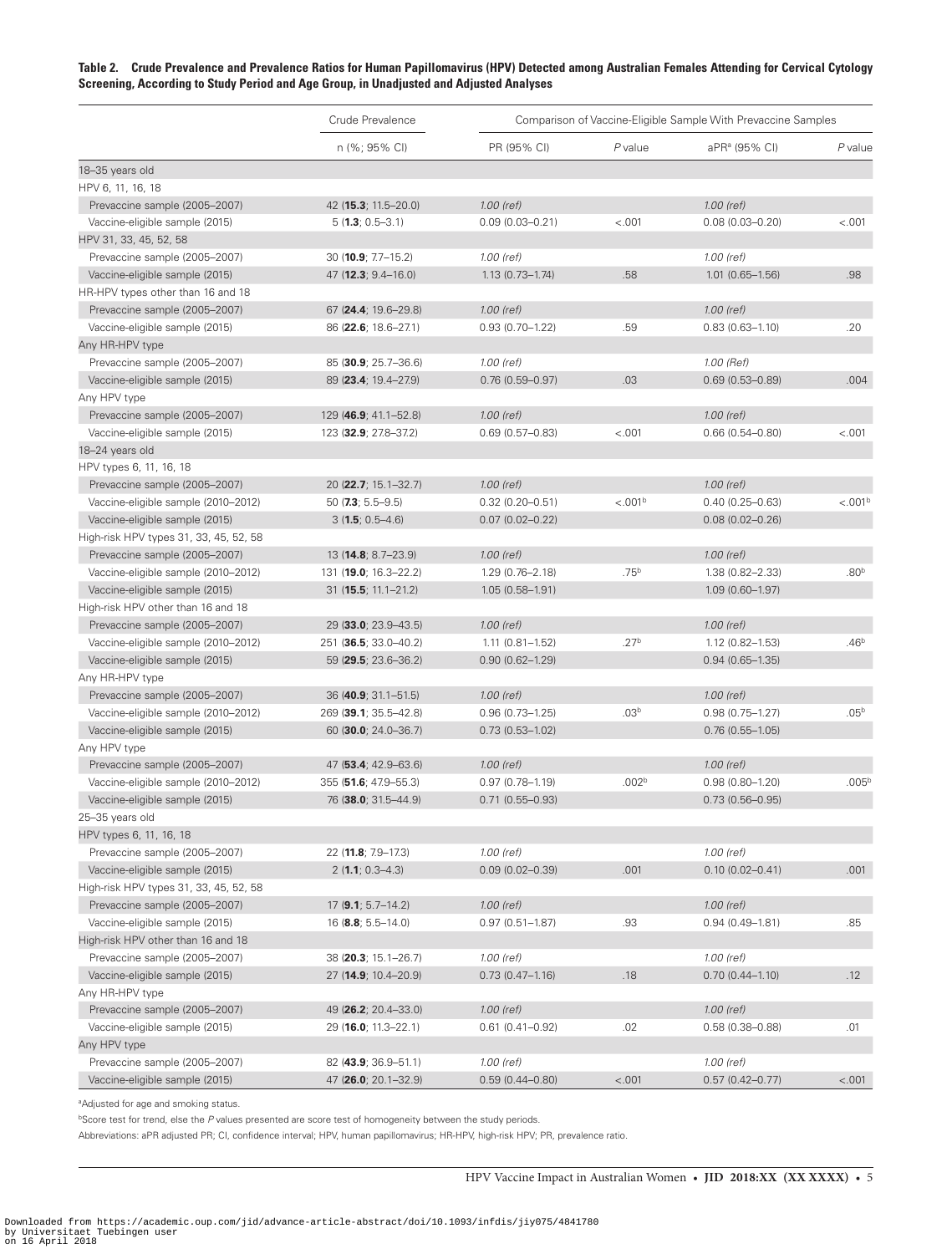**Table 2. Crude Prevalence and Prevalence Ratios for Human Papillomavirus (HPV) Detected among Australian Females Attending for Cervical Cytology Screening, According to Study Period and Age Group, in Unadjusted and Adjusted Analyses**

| | Crude Prevalence | Comparison of Vaccine-Eligible Sample With Prevaccine Samples | | | |
|---|---|---|---|---|---|
| | n (%; 95% CI) | PR (95% CI) | *P* value | aPR[a] (95% CI) | *P* value |
| 18–35 years old | | | | | |
| HPV 6, 11, 16, 18 | | | | | |
| Prevaccine sample (2005–2007) | 42 (**15.3**; 11.5–20.0) | *1.00 (ref)* | | *1.00 (ref)* | |
| Vaccine-eligible sample (2015) | 5 (**1.3**; 0.5–3.1) | 0.09 (0.03–0.21) | <.001 | 0.08 (0.03–0.20) | <.001 |
| HPV 31, 33, 45, 52, 58 | | | | | |
| Prevaccine sample (2005–2007) | 30 (**10.9**; 7.7–15.2) | *1.00 (ref)* | | *1.00 (ref)* | |
| Vaccine-eligible sample (2015) | 47 (**12.3**; 9.4–16.0) | 1.13 (0.73–1.74) | .58 | 1.01 (0.65–1.56) | .98 |
| HR-HPV types other than 16 and 18 | | | | | |
| Prevaccine sample (2005–2007) | 67 (**24.4**; 19.6–29.8) | *1.00 (ref)* | | *1.00 (ref)* | |
| Vaccine-eligible sample (2015) | 86 (**22.6**; 18.6–27.1) | 0.93 (0.70–1.22) | .59 | 0.83 (0.63–1.10) | .20 |
| Any HR-HPV type | | | | | |
| Prevaccine sample (2005–2007) | 85 (**30.9**; 25.7–36.6) | *1.00 (ref)* | | *1.00 (Ref)* | |
| Vaccine-eligible sample (2015) | 89 (**23.4**; 19.4–27.9) | 0.76 (0.59–0.97) | .03 | 0.69 (0.53–0.89) | .004 |
| Any HPV type | | | | | |
| Prevaccine sample (2005–2007) | 129 (**46.9**; 41.1–52.8) | *1.00 (ref)* | | *1.00 (ref)* | |
| Vaccine-eligible sample (2015) | 123 (**32.9**; 27.8–37.2) | 0.69 (0.57–0.83) | <.001 | 0.66 (0.54–0.80) | <.001 |
| 18–24 years old | | | | | |
| HPV types 6, 11, 16, 18 | | | | | |
| Prevaccine sample (2005–2007) | 20 (**22.7**; 15.1–32.7) | *1.00 (ref)* | | *1.00 (ref)* | |
| Vaccine-eligible sample (2010–2012) | 50 (**7.3**; 5.5–9.5) | 0.32 (0.20–0.51) | <.001[b] | 0.40 (0.25–0.63) | <.001[b] |
| Vaccine-eligible sample (2015) | 3 (**1.5**; 0.5–4.6) | 0.07 (0.02–0.22) | | 0.08 (0.02–0.26) | |
| High-risk HPV types 31, 33, 45, 52, 58 | | | | | |
| Prevaccine sample (2005–2007) | 13 (**14.8**; 8.7–23.9) | *1.00 (ref)* | | *1.00 (ref)* | |
| Vaccine-eligible sample (2010–2012) | 131 (**19.0**; 16.3–22.2) | 1.29 (0.76–2.18) | .75[b] | 1.38 (0.82–2.33) | .80[b] |
| Vaccine-eligible sample (2015) | 31 (**15.5**; 11.1–21.2) | 1.05 (0.58–1.91) | | 1.09 (0.60–1.97) | |
| High-risk HPV other than 16 and 18 | | | | | |
| Prevaccine sample (2005–2007) | 29 (**33.0**; 23.9–43.5) | *1.00 (ref)* | | *1.00 (ref)* | |
| Vaccine-eligible sample (2010–2012) | 251 (**36.5**; 33.0–40.2) | 1.11 (0.81–1.52) | .27[b] | 1.12 (0.82–1.53) | .46[b] |
| Vaccine-eligible sample (2015) | 59 (**29.5**; 23.6–36.2) | 0.90 (0.62–1.29) | | 0.94 (0.65–1.35) | |
| Any HR-HPV type | | | | | |
| Prevaccine sample (2005–2007) | 36 (**40.9**; 31.1–51.5) | *1.00 (ref)* | | *1.00 (ref)* | |
| Vaccine-eligible sample (2010–2012) | 269 (**39.1**; 35.5–42.8) | 0.96 (0.73–1.25) | .03[b] | 0.98 (0.75–1.27) | .05[b] |
| Vaccine-eligible sample (2015) | 60 (**30.0**; 24.0–36.7) | 0.73 (0.53–1.02) | | 0.76 (0.55–1.05) | |
| Any HPV type | | | | | |
| Prevaccine sample (2005–2007) | 47 (**53.4**; 42.9–63.6) | *1.00 (ref)* | | *1.00 (ref)* | |
| Vaccine-eligible sample (2010–2012) | 355 (**51.6**; 47.9–55.3) | 0.97 (0.78–1.19) | .002[b] | 0.98 (0.80–1.20) | .005[b] |
| Vaccine-eligible sample (2015) | 76 (**38.0**; 31.5–44.9) | 0.71 (0.55–0.93) | | 0.73 (0.56–0.95) | |
| 25–35 years old | | | | | |
| HPV types 6, 11, 16, 18 | | | | | |
| Prevaccine sample (2005–2007) | 22 (**11.8**; 7.9–17.3) | *1.00 (ref)* | | *1.00 (ref)* | |
| Vaccine-eligible sample (2015) | 2 (**1.1**; 0.3–4.3) | 0.09 (0.02–0.39) | .001 | 0.10 (0.02–0.41) | .001 |
| High-risk HPV types 31, 33, 45, 52, 58 | | | | | |
| Prevaccine sample (2005–2007) | 17 (**9.1**; 5.7–14.2) | *1.00 (ref)* | | *1.00 (ref)* | |
| Vaccine-eligible sample (2015) | 16 (**8.8**; 5.5–14.0) | 0.97 (0.51–1.87) | .93 | 0.94 (0.49–1.81) | .85 |
| High-risk HPV other than 16 and 18 | | | | | |
| Prevaccine sample (2005–2007) | 38 (**20.3**; 15.1–26.7) | *1.00 (ref)* | | *1.00 (ref)* | |
| Vaccine-eligible sample (2015) | 27 (**14.9**; 10.4–20.9) | 0.73 (0.47–1.16) | .18 | 0.70 (0.44–1.10) | .12 |
| Any HR-HPV type | | | | | |
| Prevaccine sample (2005–2007) | 49 (**26.2**; 20.4–33.0) | *1.00 (ref)* | | *1.00 (ref)* | |
| Vaccine-eligible sample (2015) | 29 (**16.0**; 11.3–22.1) | 0.61 (0.41–0.92) | .02 | 0.58 (0.38–0.88) | .01 |
| Any HPV type | | | | | |
| Prevaccine sample (2005–2007) | 82 (**43.9**; 36.9–51.1) | *1.00 (ref)* | | *1.00 (ref)* | |
| Vaccine-eligible sample (2015) | 47 (**26.0**; 20.1–32.9) | 0.59 (0.44–0.80) | <.001 | 0.57 (0.42–0.77) | <.001 |

[a]Adjusted for age and smoking status.

[b]Score test for trend, else the *P* values presented are score test of homogeneity between the study periods.

Abbreviations: aPR adjusted PR; CI, confidence interval; HPV, human papillomavirus; HR-HPV, high-risk HPV; PR, prevalence ratio.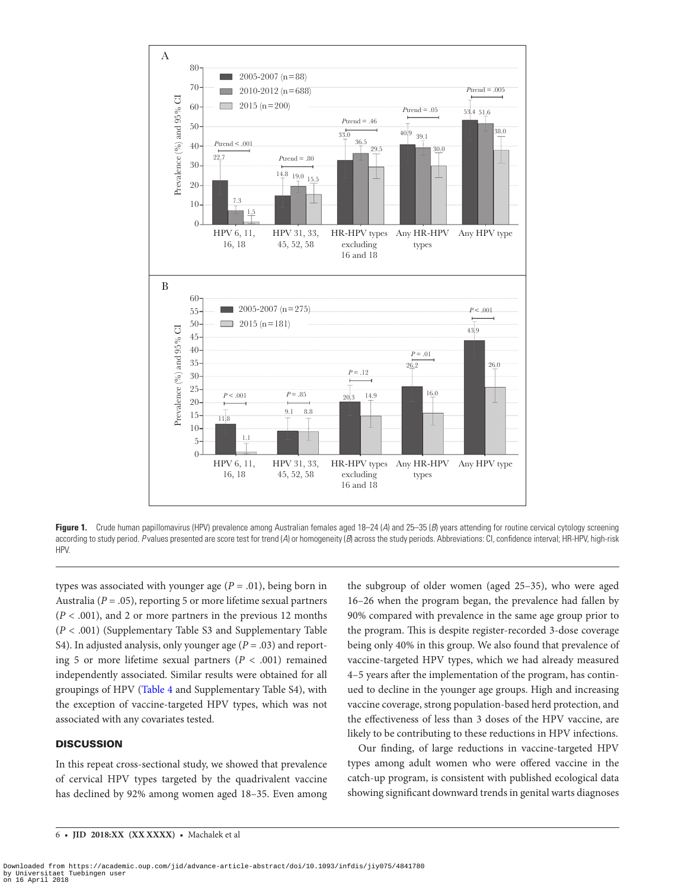**Figure 1.** Crude human papillomavirus (HPV) prevalence among Australian females aged 18–24 (*A*) and 25–35 (*B*) years attending for routine cervical cytology screening according to study period. *P* values presented are score test for trend (*A*) or homogeneity (*B*) across the study periods. Abbreviations: CI, confidence interval; HR-HPV, high-risk HPV.

types was associated with younger age ($P = .01$), being born in Australia ($P = .05$), reporting 5 or more lifetime sexual partners ($P < .001$), and 2 or more partners in the previous 12 months ($P < .001$) (Supplementary Table S3 and Supplementary Table S4). In adjusted analysis, only younger age ($P = .03$) and reporting 5 or more lifetime sexual partners ($P < .001$) remained independently associated. Similar results were obtained for all groupings of HPV (Table 4 and Supplementary Table S4), with the exception of vaccine-targeted HPV types, which was not associated with any covariates tested.

## DISCUSSION

In this repeat cross-sectional study, we showed that prevalence of cervical HPV types targeted by the quadrivalent vaccine has declined by 92% among women aged 18–35. Even among the subgroup of older women (aged 25–35), who were aged 16–26 when the program began, the prevalence had fallen by 90% compared with prevalence in the same age group prior to the program. This is despite register-recorded 3-dose coverage being only 40% in this group. We also found that prevalence of vaccine-targeted HPV types, which we had already measured 4–5 years after the implementation of the program, has continued to decline in the younger age groups. High and increasing vaccine coverage, strong population-based herd protection, and the effectiveness of less than 3 doses of the HPV vaccine, are likely to be contributing to these reductions in HPV infections.

Our finding, of large reductions in vaccine-targeted HPV types among adult women who were offered vaccine in the catch-up program, is consistent with published ecological data showing significant downward trends in genital warts diagnoses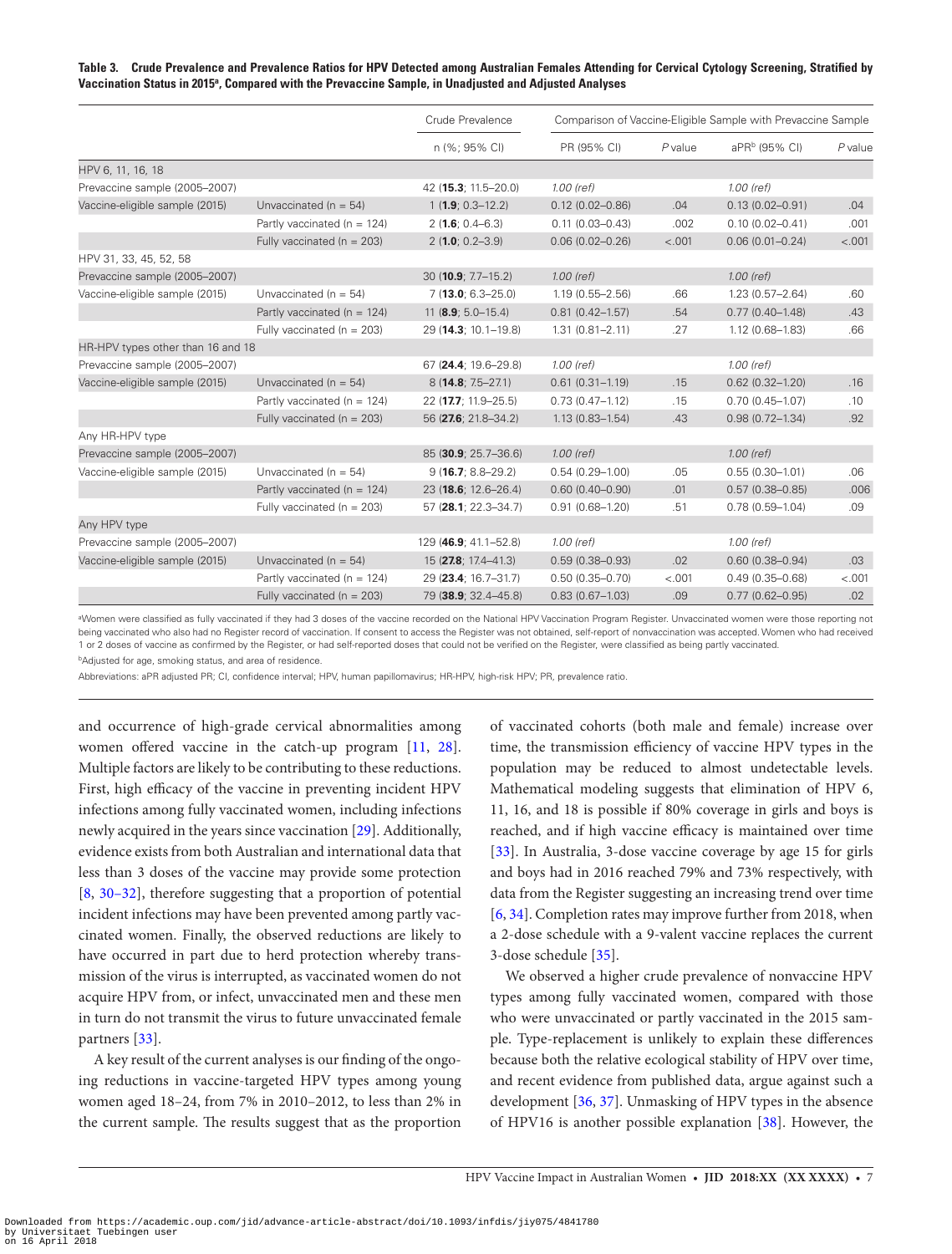**Table 3. Crude Prevalence and Prevalence Ratios for HPV Detected among Australian Females Attending for Cervical Cytology Screening, Stratified by Vaccination Status in 2015[a], Compared with the Prevaccine Sample, in Unadjusted and Adjusted Analyses**

| | | Crude Prevalence | Comparison of Vaccine-Eligible Sample with Prevaccine Sample | | | |
|---|---|---|---|---|---|---|
| | | n (%; 95% CI) | PR (95% CI) | *P* value | aPR[b] (95% CI) | *P* value |
| HPV 6, 11, 16, 18 | | | | | | |
| Prevaccine sample (2005–2007) | | 42 (**15.3**; 11.5–20.0) | *1.00 (ref)* | | *1.00 (ref)* | |
| Vaccine-eligible sample (2015) | Unvaccinated (n = 54) | 1 (**1.9**; 0.3–12.2) | 0.12 (0.02–0.86) | .04 | 0.13 (0.02–0.91) | .04 |
| | Partly vaccinated (n = 124) | 2 (**1.6**; 0.4–6.3) | 0.11 (0.03–0.43) | .002 | 0.10 (0.02–0.41) | .001 |
| | Fully vaccinated (n = 203) | 2 (**1.0**; 0.2–3.9) | 0.06 (0.02–0.26) | <.001 | 0.06 (0.01–0.24) | <.001 |
| HPV 31, 33, 45, 52, 58 | | | | | | |
| Prevaccine sample (2005–2007) | | 30 (**10.9**; 7.7–15.2) | *1.00 (ref)* | | *1.00 (ref)* | |
| Vaccine-eligible sample (2015) | Unvaccinated (n = 54) | 7 (**13.0**; 6.3–25.0) | 1.19 (0.55–2.56) | .66 | 1.23 (0.57–2.64) | .60 |
| | Partly vaccinated (n = 124) | 11 (**8.9**; 5.0–15.4) | 0.81 (0.42–1.57) | .54 | 0.77 (0.40–1.48) | .43 |
| | Fully vaccinated (n = 203) | 29 (**14.3**; 10.1–19.8) | 1.31 (0.81–2.11) | .27 | 1.12 (0.68–1.83) | .66 |
| HR-HPV types other than 16 and 18 | | | | | | |
| Prevaccine sample (2005–2007) | | 67 (**24.4**; 19.6–29.8) | *1.00 (ref)* | | *1.00 (ref)* | |
| Vaccine-eligible sample (2015) | Unvaccinated (n = 54) | 8 (**14.8**; 7.5–27.1) | 0.61 (0.31–1.19) | .15 | 0.62 (0.32–1.20) | .16 |
| | Partly vaccinated (n = 124) | 22 (**17.7**; 11.9–25.5) | 0.73 (0.47–1.12) | .15 | 0.70 (0.45–1.07) | .10 |
| | Fully vaccinated (n = 203) | 56 (**27.6**; 21.8–34.2) | 1.13 (0.83–1.54) | .43 | 0.98 (0.72–1.34) | .92 |
| Any HR-HPV type | | | | | | |
| Prevaccine sample (2005–2007) | | 85 (**30.9**; 25.7–36.6) | *1.00 (ref)* | | *1.00 (ref)* | |
| Vaccine-eligible sample (2015) | Unvaccinated (n = 54) | 9 (**16.7**; 8.8–29.2) | 0.54 (0.29–1.00) | .05 | 0.55 (0.30–1.01) | .06 |
| | Partly vaccinated (n = 124) | 23 (**18.6**; 12.6–26.4) | 0.60 (0.40–0.90) | .01 | 0.57 (0.38–0.85) | .006 |
| | Fully vaccinated (n = 203) | 57 (**28.1**; 22.3–34.7) | 0.91 (0.68–1.20) | .51 | 0.78 (0.59–1.04) | .09 |
| Any HPV type | | | | | | |
| Prevaccine sample (2005–2007) | | 129 (**46.9**; 41.1–52.8) | *1.00 (ref)* | | *1.00 (ref)* | |
| Vaccine-eligible sample (2015) | Unvaccinated (n = 54) | 15 (**27.8**; 17.4–41.3) | 0.59 (0.38–0.93) | .02 | 0.60 (0.38–0.94) | .03 |
| | Partly vaccinated (n = 124) | 29 (**23.4**; 16.7–31.7) | 0.50 (0.35–0.70) | <.001 | 0.49 (0.35–0.68) | <.001 |
| | Fully vaccinated (n = 203) | 79 (**38.9**; 32.4–45.8) | 0.83 (0.67–1.03) | .09 | 0.77 (0.62–0.95) | .02 |

[a]Women were classified as fully vaccinated if they had 3 doses of the vaccine recorded on the National HPV Vaccination Program Register. Unvaccinated women were those reporting not being vaccinated who also had no Register record of vaccination. If consent to access the Register was not obtained, self-report of nonvaccination was accepted. Women who had received 1 or 2 doses of vaccine as confirmed by the Register, or had self-reported doses that could not be verified on the Register, were classified as being partly vaccinated.

[b]Adjusted for age, smoking status, and area of residence.

Abbreviations: aPR adjusted PR; CI, confidence interval; HPV, human papillomavirus; HR-HPV, high-risk HPV; PR, prevalence ratio.

and occurrence of high-grade cervical abnormalities among women offered vaccine in the catch-up program [11, 28]. Multiple factors are likely to be contributing to these reductions. First, high efficacy of the vaccine in preventing incident HPV infections among fully vaccinated women, including infections newly acquired in the years since vaccination [29]. Additionally, evidence exists from both Australian and international data that less than 3 doses of the vaccine may provide some protection [8, 30–32], therefore suggesting that a proportion of potential incident infections may have been prevented among partly vaccinated women. Finally, the observed reductions are likely to have occurred in part due to herd protection whereby transmission of the virus is interrupted, as vaccinated women do not acquire HPV from, or infect, unvaccinated men and these men in turn do not transmit the virus to future unvaccinated female partners [33].

A key result of the current analyses is our finding of the ongoing reductions in vaccine-targeted HPV types among young women aged 18–24, from 7% in 2010–2012, to less than 2% in the current sample. The results suggest that as the proportion of vaccinated cohorts (both male and female) increase over time, the transmission efficiency of vaccine HPV types in the population may be reduced to almost undetectable levels. Mathematical modeling suggests that elimination of HPV 6, 11, 16, and 18 is possible if 80% coverage in girls and boys is reached, and if high vaccine efficacy is maintained over time [33]. In Australia, 3-dose vaccine coverage by age 15 for girls and boys had in 2016 reached 79% and 73% respectively, with data from the Register suggesting an increasing trend over time [6, 34]. Completion rates may improve further from 2018, when a 2-dose schedule with a 9-valent vaccine replaces the current 3-dose schedule [35].

We observed a higher crude prevalence of nonvaccine HPV types among fully vaccinated women, compared with those who were unvaccinated or partly vaccinated in the 2015 sample. Type-replacement is unlikely to explain these differences because both the relative ecological stability of HPV over time, and recent evidence from published data, argue against such a development [36, 37]. Unmasking of HPV types in the absence of HPV16 is another possible explanation [38]. However, the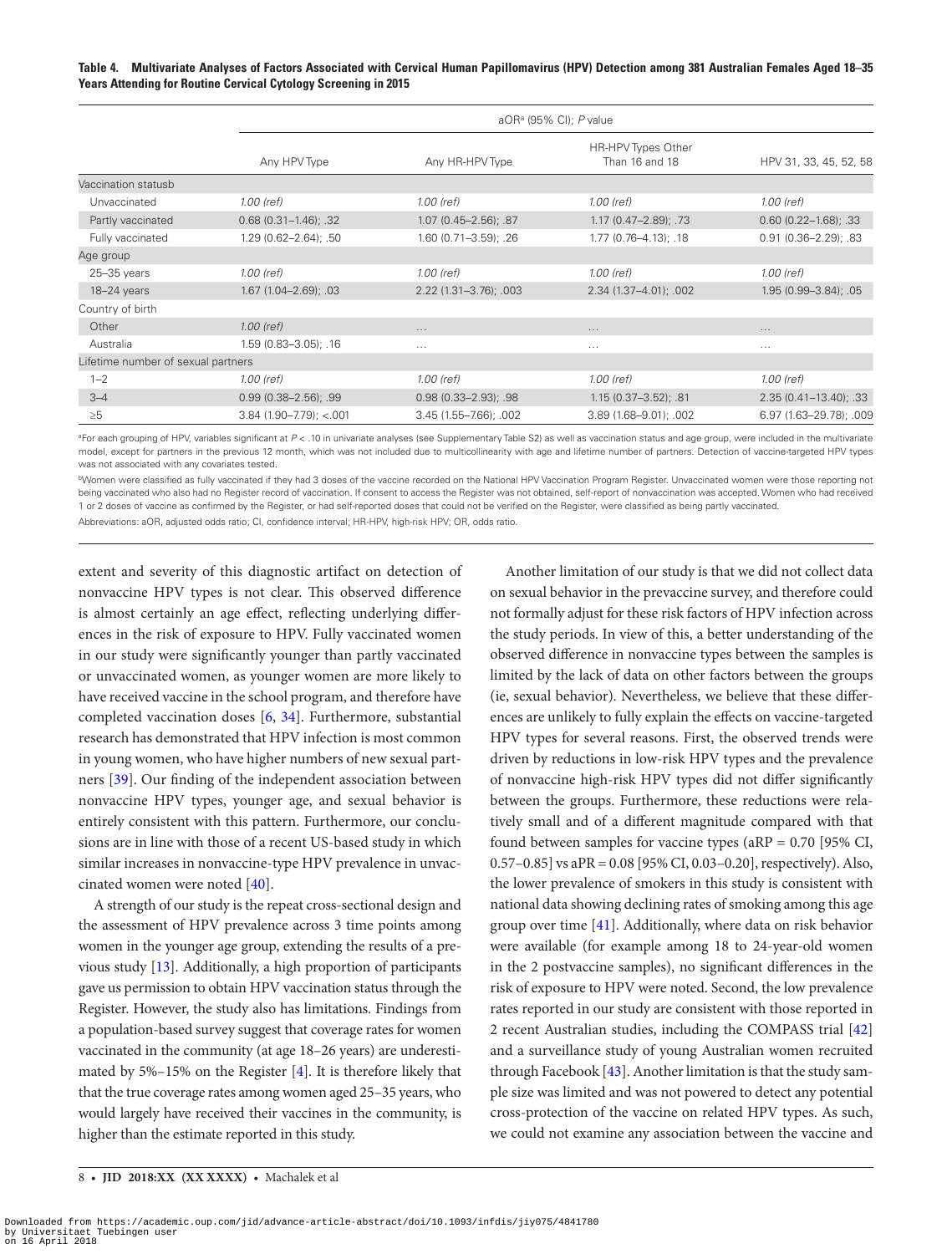**Table 4. Multivariate Analyses of Factors Associated with Cervical Human Papillomavirus (HPV) Detection among 381 Australian Females Aged 18–35 Years Attending for Routine Cervical Cytology Screening in 2015**

| | aOR[a] (95% CI); P value | | | |
|---|---|---|---|---|
| | Any HPV Type | Any HR-HPV Type | HR-HPV Types Other Than 16 and 18 | HPV 31, 33, 45, 52, 58 |
| Vaccination status[b] | | | | |
| Unvaccinated | *1.00 (ref)* | *1.00 (ref)* | *1.00 (ref)* | *1.00 (ref)* |
| Partly vaccinated | 0.68 (0.31–1.46); .32 | 1.07 (0.45–2.56); .87 | 1.17 (0.47–2.89); .73 | 0.60 (0.22–1.68); .33 |
| Fully vaccinated | 1.29 (0.62–2.64); .50 | 1.60 (0.71–3.59); .26 | 1.77 (0.76–4.13); .18 | 0.91 (0.36–2.29); .83 |
| Age group | | | | |
| 25–35 years | *1.00 (ref)* | *1.00 (ref)* | *1.00 (ref)* | *1.00 (ref)* |
| 18–24 years | 1.67 (1.04–2.69); .03 | 2.22 (1.31–3.76); .003 | 2.34 (1.37–4.01); .002 | 1.95 (0.99–3.84); .05 |
| Country of birth | | | | |
| Other | *1.00 (ref)* | … | … | … |
| Australia | 1.59 (0.83–3.05); .16 | … | … | … |
| Lifetime number of sexual partners | | | | |
| 1–2 | *1.00 (ref)* | *1.00 (ref)* | *1.00 (ref)* | *1.00 (ref)* |
| 3–4 | 0.99 (0.38–2.56); .99 | 0.98 (0.33–2.93); .98 | 1.15 (0.37–3.52); .81 | 2.35 (0.41–13.40); .33 |
| ≥5 | 3.84 (1.90–7.79); <.001 | 3.45 (1.55–7.66); .002 | 3.89 (1.68–9.01); .002 | 6.97 (1.63–29.78); .009 |

[a]For each grouping of HPV, variables significant at $P < .10$ in univariate analyses (see Supplementary Table S2) as well as vaccination status and age group, were included in the multivariate model, except for partners in the previous 12 month, which was not included due to multicollinearity with age and lifetime number of partners. Detection of vaccine-targeted HPV types was not associated with any covariates tested.

[b]Women were classified as fully vaccinated if they had 3 doses of the vaccine recorded on the National HPV Vaccination Program Register. Unvaccinated women were those reporting not being vaccinated who also had no Register record of vaccination. If consent to access the Register was not obtained, self-report of nonvaccination was accepted. Women who had received 1 or 2 doses of vaccine as confirmed by the Register, or had self-reported doses that could not be verified on the Register, were classified as being partly vaccinated.

Abbreviations: aOR, adjusted odds ratio; CI, confidence interval; HR-HPV, high-risk HPV; OR, odds ratio.

extent and severity of this diagnostic artifact on detection of nonvaccine HPV types is not clear. This observed difference is almost certainly an age effect, reflecting underlying differences in the risk of exposure to HPV. Fully vaccinated women in our study were significantly younger than partly vaccinated or unvaccinated women, as younger women are more likely to have received vaccine in the school program, and therefore have completed vaccination doses [6, 34]. Furthermore, substantial research has demonstrated that HPV infection is most common in young women, who have higher numbers of new sexual partners [39]. Our finding of the independent association between nonvaccine HPV types, younger age, and sexual behavior is entirely consistent with this pattern. Furthermore, our conclusions are in line with those of a recent US-based study in which similar increases in nonvaccine-type HPV prevalence in unvaccinated women were noted [40].

A strength of our study is the repeat cross-sectional design and the assessment of HPV prevalence across 3 time points among women in the younger age group, extending the results of a previous study [13]. Additionally, a high proportion of participants gave us permission to obtain HPV vaccination status through the Register. However, the study also has limitations. Findings from a population-based survey suggest that coverage rates for women vaccinated in the community (at age 18–26 years) are underestimated by 5%–15% on the Register [4]. It is therefore likely that that the true coverage rates among women aged 25–35 years, who would largely have received their vaccines in the community, is higher than the estimate reported in this study.

Another limitation of our study is that we did not collect data on sexual behavior in the prevaccine survey, and therefore could not formally adjust for these risk factors of HPV infection across the study periods. In view of this, a better understanding of the observed difference in nonvaccine types between the samples is limited by the lack of data on other factors between the groups (ie, sexual behavior). Nevertheless, we believe that these differences are unlikely to fully explain the effects on vaccine-targeted HPV types for several reasons. First, the observed trends were driven by reductions in low-risk HPV types and the prevalence of nonvaccine high-risk HPV types did not differ significantly between the groups. Furthermore, these reductions were relatively small and of a different magnitude compared with that found between samples for vaccine types (aRP = 0.70 [95% CI, 0.57–0.85] vs aPR = 0.08 [95% CI, 0.03–0.20], respectively). Also, the lower prevalence of smokers in this study is consistent with national data showing declining rates of smoking among this age group over time [41]. Additionally, where data on risk behavior were available (for example among 18 to 24-year-old women in the 2 postvaccine samples), no significant differences in the risk of exposure to HPV were noted. Second, the low prevalence rates reported in our study are consistent with those reported in 2 recent Australian studies, including the COMPASS trial [42] and a surveillance study of young Australian women recruited through Facebook [43]. Another limitation is that the study sample size was limited and was not powered to detect any potential cross-protection of the vaccine on related HPV types. As such, we could not examine any association between the vaccine and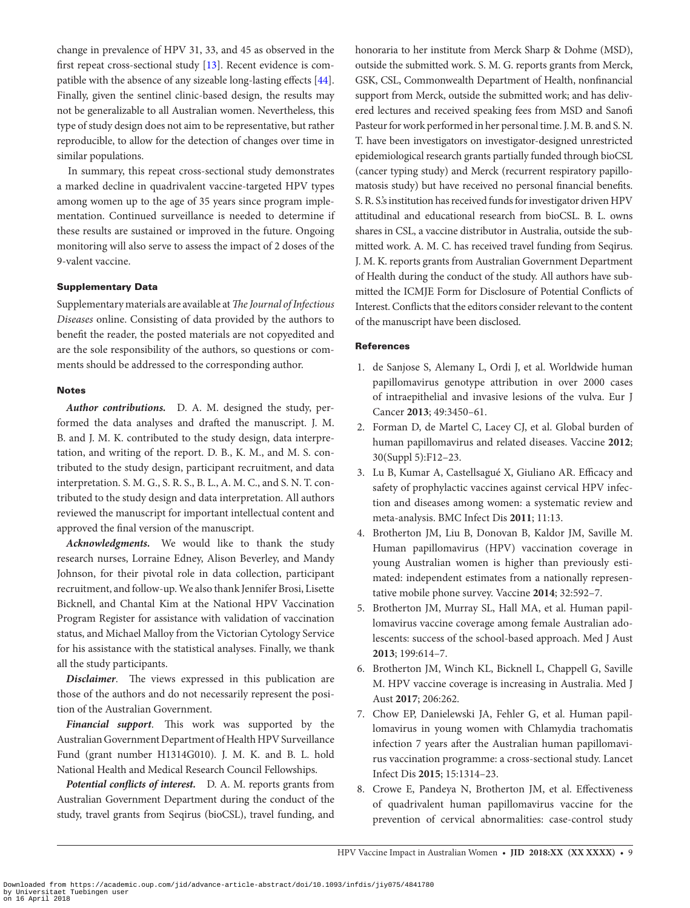change in prevalence of HPV 31, 33, and 45 as observed in the first repeat cross-sectional study [13]. Recent evidence is compatible with the absence of any sizeable long-lasting effects [44]. Finally, given the sentinel clinic-based design, the results may not be generalizable to all Australian women. Nevertheless, this type of study design does not aim to be representative, but rather reproducible, to allow for the detection of changes over time in similar populations.

In summary, this repeat cross-sectional study demonstrates a marked decline in quadrivalent vaccine-targeted HPV types among women up to the age of 35 years since program implementation. Continued surveillance is needed to determine if these results are sustained or improved in the future. Ongoing monitoring will also serve to assess the impact of 2 doses of the 9-valent vaccine.

## Supplementary Data

Supplementary materials are available at *The Journal of Infectious Diseases* online. Consisting of data provided by the authors to benefit the reader, the posted materials are not copyedited and are the sole responsibility of the authors, so questions or comments should be addressed to the corresponding author.

## Notes

***Author contributions.*** D. A. M. designed the study, performed the data analyses and drafted the manuscript. J. M. B. and J. M. K. contributed to the study design, data interpretation, and writing of the report. D. B., K. M., and M. S. contributed to the study design, participant recruitment, and data interpretation. S. M. G., S. R. S., B. L., A. M. C., and S. N. T. contributed to the study design and data interpretation. All authors reviewed the manuscript for important intellectual content and approved the final version of the manuscript.

***Acknowledgments.*** We would like to thank the study research nurses, Lorraine Edney, Alison Beverley, and Mandy Johnson, for their pivotal role in data collection, participant recruitment, and follow-up. We also thank Jennifer Brosi, Lisette Bicknell, and Chantal Kim at the National HPV Vaccination Program Register for assistance with validation of vaccination status, and Michael Malloy from the Victorian Cytology Service for his assistance with the statistical analyses. Finally, we thank all the study participants.

***Disclaimer*.** The views expressed in this publication are those of the authors and do not necessarily represent the position of the Australian Government.

***Financial support*.** This work was supported by the Australian Government Department of Health HPV Surveillance Fund (grant number H1314G010). J. M. K. and B. L. hold National Health and Medical Research Council Fellowships.

***Potential conflicts of interest.*** D. A. M. reports grants from Australian Government Department during the conduct of the study, travel grants from Seqirus (bioCSL), travel funding, and honoraria to her institute from Merck Sharp & Dohme (MSD), outside the submitted work. S. M. G. reports grants from Merck, GSK, CSL, Commonwealth Department of Health, nonfinancial support from Merck, outside the submitted work; and has delivered lectures and received speaking fees from MSD and Sanofi Pasteur for work performed in her personal time. J. M. B. and S. N. T. have been investigators on investigator-designed unrestricted epidemiological research grants partially funded through bioCSL (cancer typing study) and Merck (recurrent respiratory papillomatosis study) but have received no personal financial benefits. S. R. S.'s institution has received funds for investigator driven HPV attitudinal and educational research from bioCSL. B. L. owns shares in CSL, a vaccine distributor in Australia, outside the submitted work. A. M. C. has received travel funding from Seqirus. J. M. K. reports grants from Australian Government Department of Health during the conduct of the study. All authors have submitted the ICMJE Form for Disclosure of Potential Conflicts of Interest. Conflicts that the editors consider relevant to the content of the manuscript have been disclosed.

## References

1. de Sanjose S, Alemany L, Ordi J, et al. Worldwide human papillomavirus genotype attribution in over 2000 cases of intraepithelial and invasive lesions of the vulva. Eur J Cancer **2013**; 49:3450–61.
2. Forman D, de Martel C, Lacey CJ, et al. Global burden of human papillomavirus and related diseases. Vaccine **2012**; 30(Suppl 5):F12–23.
3. Lu B, Kumar A, Castellsagué X, Giuliano AR. Efficacy and safety of prophylactic vaccines against cervical HPV infection and diseases among women: a systematic review and meta-analysis. BMC Infect Dis **2011**; 11:13.
4. Brotherton JM, Liu B, Donovan B, Kaldor JM, Saville M. Human papillomavirus (HPV) vaccination coverage in young Australian women is higher than previously estimated: independent estimates from a nationally representative mobile phone survey. Vaccine **2014**; 32:592–7.
5. Brotherton JM, Murray SL, Hall MA, et al. Human papillomavirus vaccine coverage among female Australian adolescents: success of the school-based approach. Med J Aust **2013**; 199:614–7.
6. Brotherton JM, Winch KL, Bicknell L, Chappell G, Saville M. HPV vaccine coverage is increasing in Australia. Med J Aust **2017**; 206:262.
7. Chow EP, Danielewski JA, Fehler G, et al. Human papillomavirus in young women with Chlamydia trachomatis infection 7 years after the Australian human papillomavirus vaccination programme: a cross-sectional study. Lancet Infect Dis **2015**; 15:1314–23.
8. Crowe E, Pandeya N, Brotherton JM, et al. Effectiveness of quadrivalent human papillomavirus vaccine for the prevention of cervical abnormalities: case-control study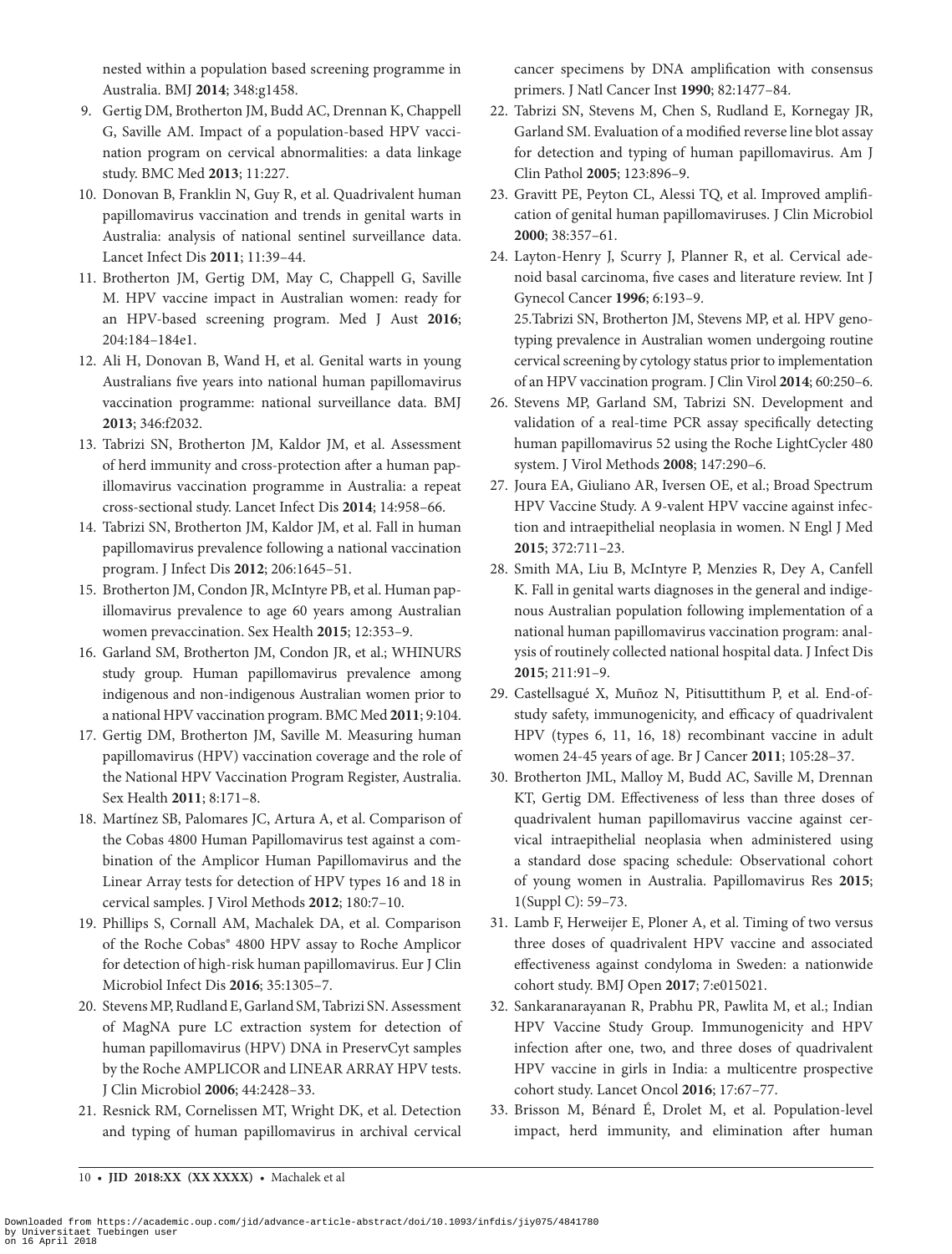nested within a population based screening programme in Australia. BMJ **2014**; 348:g1458.

9. Gertig DM, Brotherton JM, Budd AC, Drennan K, Chappell G, Saville AM. Impact of a population-based HPV vaccination program on cervical abnormalities: a data linkage study. BMC Med **2013**; 11:227.
10. Donovan B, Franklin N, Guy R, et al. Quadrivalent human papillomavirus vaccination and trends in genital warts in Australia: analysis of national sentinel surveillance data. Lancet Infect Dis **2011**; 11:39–44.
11. Brotherton JM, Gertig DM, May C, Chappell G, Saville M. HPV vaccine impact in Australian women: ready for an HPV-based screening program. Med J Aust **2016**; 204:184–184e1.
12. Ali H, Donovan B, Wand H, et al. Genital warts in young Australians five years into national human papillomavirus vaccination programme: national surveillance data. BMJ **2013**; 346:f2032.
13. Tabrizi SN, Brotherton JM, Kaldor JM, et al. Assessment of herd immunity and cross-protection after a human papillomavirus vaccination programme in Australia: a repeat cross-sectional study. Lancet Infect Dis **2014**; 14:958–66.
14. Tabrizi SN, Brotherton JM, Kaldor JM, et al. Fall in human papillomavirus prevalence following a national vaccination program. J Infect Dis **2012**; 206:1645–51.
15. Brotherton JM, Condon JR, McIntyre PB, et al. Human papillomavirus prevalence to age 60 years among Australian women prevaccination. Sex Health **2015**; 12:353–9.
16. Garland SM, Brotherton JM, Condon JR, et al.; WHINURS study group. Human papillomavirus prevalence among indigenous and non-indigenous Australian women prior to a national HPV vaccination program. BMC Med **2011**; 9:104.
17. Gertig DM, Brotherton JM, Saville M. Measuring human papillomavirus (HPV) vaccination coverage and the role of the National HPV Vaccination Program Register, Australia. Sex Health **2011**; 8:171–8.
18. Martínez SB, Palomares JC, Artura A, et al. Comparison of the Cobas 4800 Human Papillomavirus test against a combination of the Amplicor Human Papillomavirus and the Linear Array tests for detection of HPV types 16 and 18 in cervical samples. J Virol Methods **2012**; 180:7–10.
19. Phillips S, Cornall AM, Machalek DA, et al. Comparison of the Roche Cobas® 4800 HPV assay to Roche Amplicor for detection of high-risk human papillomavirus. Eur J Clin Microbiol Infect Dis **2016**; 35:1305–7.
20. Stevens MP, Rudland E, Garland SM, Tabrizi SN. Assessment of MagNA pure LC extraction system for detection of human papillomavirus (HPV) DNA in PreservCyt samples by the Roche AMPLICOR and LINEAR ARRAY HPV tests. J Clin Microbiol **2006**; 44:2428–33.
21. Resnick RM, Cornelissen MT, Wright DK, et al. Detection and typing of human papillomavirus in archival cervical cancer specimens by DNA amplification with consensus primers. J Natl Cancer Inst **1990**; 82:1477–84.
22. Tabrizi SN, Stevens M, Chen S, Rudland E, Kornegay JR, Garland SM. Evaluation of a modified reverse line blot assay for detection and typing of human papillomavirus. Am J Clin Pathol **2005**; 123:896–9.
23. Gravitt PE, Peyton CL, Alessi TQ, et al. Improved amplification of genital human papillomaviruses. J Clin Microbiol **2000**; 38:357–61.
24. Layton-Henry J, Scurry J, Planner R, et al. Cervical adenoid basal carcinoma, five cases and literature review. Int J Gynecol Cancer **1996**; 6:193–9.
25. Tabrizi SN, Brotherton JM, Stevens MP, et al. HPV genotyping prevalence in Australian women undergoing routine cervical screening by cytology status prior to implementation of an HPV vaccination program. J Clin Virol **2014**; 60:250–6.
26. Stevens MP, Garland SM, Tabrizi SN. Development and validation of a real-time PCR assay specifically detecting human papillomavirus 52 using the Roche LightCycler 480 system. J Virol Methods **2008**; 147:290–6.
27. Joura EA, Giuliano AR, Iversen OE, et al.; Broad Spectrum HPV Vaccine Study. A 9-valent HPV vaccine against infection and intraepithelial neoplasia in women. N Engl J Med **2015**; 372:711–23.
28. Smith MA, Liu B, McIntyre P, Menzies R, Dey A, Canfell K. Fall in genital warts diagnoses in the general and indigenous Australian population following implementation of a national human papillomavirus vaccination program: analysis of routinely collected national hospital data. J Infect Dis **2015**; 211:91–9.
29. Castellsagué X, Muñoz N, Pitisuttithum P, et al. End-of-study safety, immunogenicity, and efficacy of quadrivalent HPV (types 6, 11, 16, 18) recombinant vaccine in adult women 24-45 years of age. Br J Cancer **2011**; 105:28–37.
30. Brotherton JML, Malloy M, Budd AC, Saville M, Drennan KT, Gertig DM. Effectiveness of less than three doses of quadrivalent human papillomavirus vaccine against cervical intraepithelial neoplasia when administered using a standard dose spacing schedule: Observational cohort of young women in Australia. Papillomavirus Res **2015**; 1(Suppl C): 59–73.
31. Lamb F, Herweijer E, Ploner A, et al. Timing of two versus three doses of quadrivalent HPV vaccine and associated effectiveness against condyloma in Sweden: a nationwide cohort study. BMJ Open **2017**; 7:e015021.
32. Sankaranarayanan R, Prabhu PR, Pawlita M, et al.; Indian HPV Vaccine Study Group. Immunogenicity and HPV infection after one, two, and three doses of quadrivalent HPV vaccine in girls in India: a multicentre prospective cohort study. Lancet Oncol **2016**; 17:67–77.
33. Brisson M, Bénard É, Drolet M, et al. Population-level impact, herd immunity, and elimination after human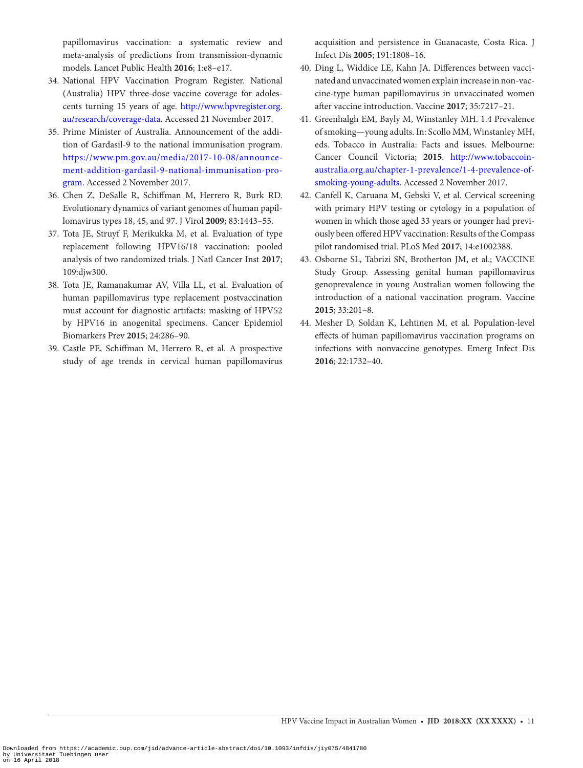papillomavirus vaccination: a systematic review and meta-analysis of predictions from transmission-dynamic models. Lancet Public Health **2016**; 1:e8–e17.

34. National HPV Vaccination Program Register. National (Australia) HPV three-dose vaccine coverage for adolescents turning 15 years of age. http://www.hpvregister.org.au/research/coverage-data. Accessed 21 November 2017.
35. Prime Minister of Australia. Announcement of the addition of Gardasil-9 to the national immunisation program. https://www.pm.gov.au/media/2017-10-08/announcement-addition-gardasil-9-national-immunisation-program. Accessed 2 November 2017.
36. Chen Z, DeSalle R, Schiffman M, Herrero R, Burk RD. Evolutionary dynamics of variant genomes of human papillomavirus types 18, 45, and 97. J Virol **2009**; 83:1443–55.
37. Tota JE, Struyf F, Merikukka M, et al. Evaluation of type replacement following HPV16/18 vaccination: pooled analysis of two randomized trials. J Natl Cancer Inst **2017**; 109:djw300.
38. Tota JE, Ramanakumar AV, Villa LL, et al. Evaluation of human papillomavirus type replacement postvaccination must account for diagnostic artifacts: masking of HPV52 by HPV16 in anogenital specimens. Cancer Epidemiol Biomarkers Prev **2015**; 24:286–90.
39. Castle PE, Schiffman M, Herrero R, et al. A prospective study of age trends in cervical human papillomavirus acquisition and persistence in Guanacaste, Costa Rica. J Infect Dis **2005**; 191:1808–16.
40. Ding L, Widdice LE, Kahn JA. Differences between vaccinated and unvaccinated women explain increase in non-vaccine-type human papillomavirus in unvaccinated women after vaccine introduction. Vaccine **2017**; 35:7217–21.
41. Greenhalgh EM, Bayly M, Winstanley MH. 1.4 Prevalence of smoking—young adults. In: Scollo MM, Winstanley MH, eds. Tobacco in Australia: Facts and issues. Melbourne: Cancer Council Victoria; **2015**. http://www.tobaccoinaustralia.org.au/chapter-1-prevalence/1-4-prevalence-of-smoking-young-adults. Accessed 2 November 2017.
42. Canfell K, Caruana M, Gebski V, et al. Cervical screening with primary HPV testing or cytology in a population of women in which those aged 33 years or younger had previously been offered HPV vaccination: Results of the Compass pilot randomised trial. PLoS Med **2017**; 14:e1002388.
43. Osborne SL, Tabrizi SN, Brotherton JM, et al.; VACCINE Study Group. Assessing genital human papillomavirus genoprevalence in young Australian women following the introduction of a national vaccination program. Vaccine **2015**; 33:201–8.
44. Mesher D, Soldan K, Lehtinen M, et al. Population-level effects of human papillomavirus vaccination programs on infections with nonvaccine genotypes. Emerg Infect Dis **2016**; 22:1732–40.